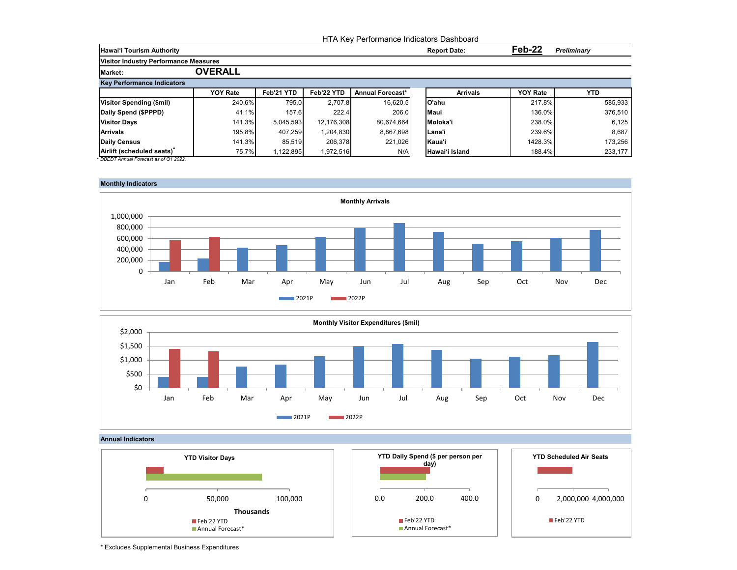# HTA Key Performance Indicators Dashboard

**Hawai'i Tourism Authority** | **Report Date:** **Feb-22** *Preliminary*

**Visitor Industry Performance Measures**

**Market:** **OVERALL**

**Key Performance Indicators**

| | YOY Rate | Feb'21 YTD | Feb'22 YTD | Annual Forecast* |
|---|---|---|---|---|
| **Visitor Spending ($mil)** | 240.6% | 795.0 | 2,707.8 | 16,620.5 |
| **Daily Spend ($PPPD)** | 41.1% | 157.6 | 222.4 | 206.0 |
| **Visitor Days** | 141.3% | 5,045,593 | 12,176,308 | 80,674,664 |
| **Arrivals** | 195.8% | 407,259 | 1,204,830 | 8,867,698 |
| **Daily Census** | 141.3% | 85,519 | 206,378 | 221,026 |
| **Airlift (scheduled seats)^** | 75.7% | 1,122,895 | 1,972,516 | N/A |

*\* DBEDT Annual Forecast as of Q1 2022.*

| Arrivals | YOY Rate | YTD |
|---|---|---|
| **O'ahu** | 217.8% | 585,933 |
| **Maui** | 136.0% | 376,510 |
| **Moloka'i** | 238.0% | 6,125 |
| **Lāna'i** | 239.6% | 8,687 |
| **Kaua'i** | 1428.3% | 173,256 |
| **Hawai'i Island** | 188.4% | 233,177 |

**Monthly Indicators**

**Monthly Arrivals**

**Monthly Visitor Expenditures ($mil)**

**Annual Indicators**

**YTD Visitor Days**

**YTD Daily Spend ($ per person per day)**

**YTD Scheduled Air Seats**

\* Excludes Supplemental Business Expenditures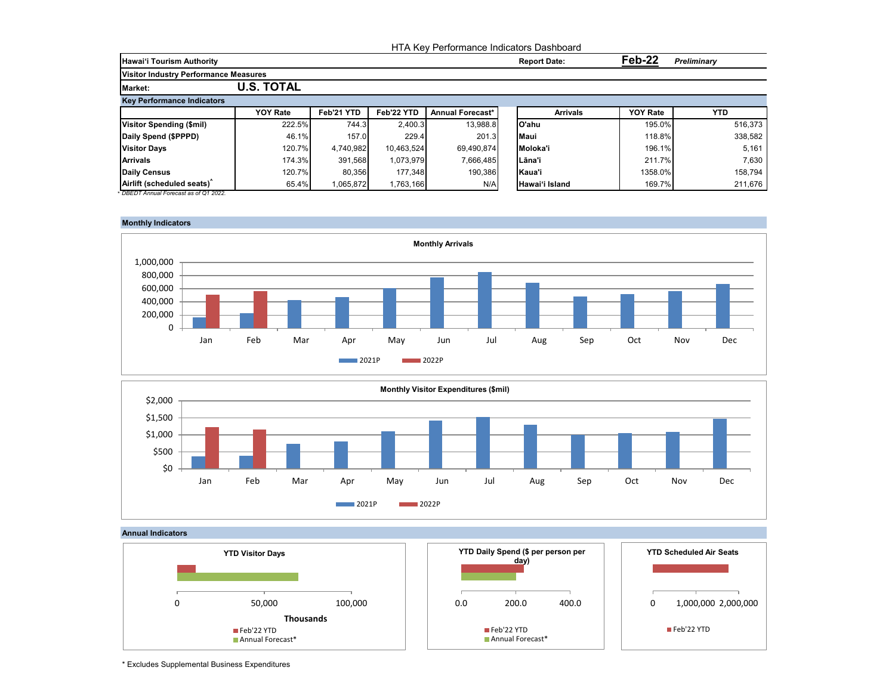HTA Key Performance Indicators Dashboard

**Hawaiʻi Tourism Authority** — **Report Date:** **Feb-22** ***Preliminary***

**Visitor Industry Performance Measures**

**Market:** **U.S. TOTAL**

**Key Performance Indicators**

| | YOY Rate | Feb'21 YTD | Feb'22 YTD | Annual Forecast* |
|---|---|---|---|---|
| **Visitor Spending ($mil)** | 222.5% | 744.3 | 2,400.3 | 13,988.8 |
| **Daily Spend ($PPPD)** | 46.1% | 157.0 | 229.4 | 201.3 |
| **Visitor Days** | 120.7% | 4,740,982 | 10,463,524 | 69,490,874 |
| **Arrivals** | 174.3% | 391,568 | 1,073,979 | 7,666,485 |
| **Daily Census** | 120.7% | 80,356 | 177,348 | 190,386 |
| **Airlift (scheduled seats)*** | 65.4% | 1,065,872 | 1,763,166 | N/A |

*\* DBEDT Annual Forecast as of Q1 2022.*

| Arrivals | YOY Rate | YTD |
|---|---|---|
| **Oʻahu** | 195.0% | 516,373 |
| **Maui** | 118.8% | 338,582 |
| **Moloka'i** | 196.1% | 5,161 |
| **Lāna'i** | 211.7% | 7,630 |
| **Kaua'i** | 1358.0% | 158,794 |
| **Hawaiʻi Island** | 169.7% | 211,676 |

**Monthly Indicators**

**Monthly Arrivals**

Legend: 2021P, 2022P

**Monthly Visitor Expenditures ($mil)**

Legend: 2021P, 2022P

**Annual Indicators**

**YTD Visitor Days** (Thousands) — Feb'22 YTD, Annual Forecast*

**YTD Daily Spend ($ per person per day)** — Feb'22 YTD, Annual Forecast*

**YTD Scheduled Air Seats** — Feb'22 YTD

\* Excludes Supplemental Business Expenditures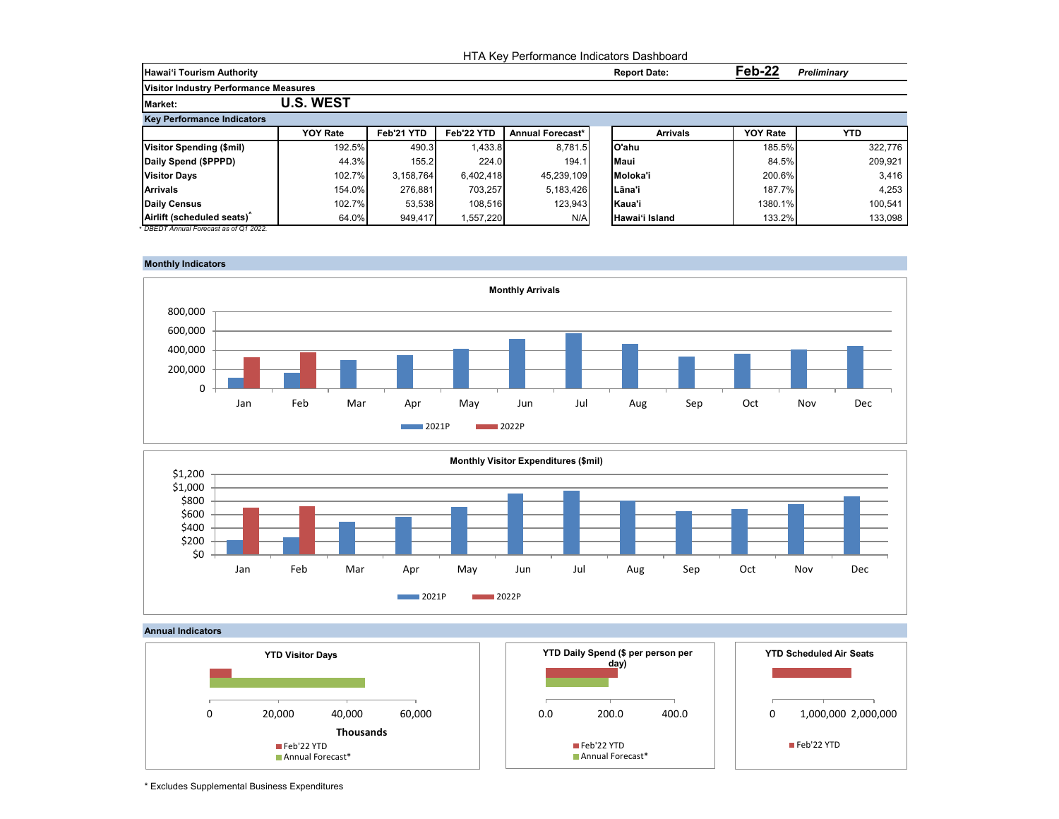HTA Key Performance Indicators Dashboard

| Hawaiʻi Tourism Authority | Report Date: | Feb-22 | *Preliminary* |
|---|---|---|---|

**Visitor Industry Performance Measures**

**Market: U.S. WEST**

**Key Performance Indicators**

| | YOY Rate | Feb'21 YTD | Feb'22 YTD | Annual Forecast* |
|---|---|---|---|---|
| **Visitor Spending ($mil)** | 192.5% | 490.3 | 1,433.8 | 8,781.5 |
| **Daily Spend ($PPPD)** | 44.3% | 155.2 | 224.0 | 194.1 |
| **Visitor Days** | 102.7% | 3,158,764 | 6,402,418 | 45,239,109 |
| **Arrivals** | 154.0% | 276,881 | 703,257 | 5,183,426 |
| **Daily Census** | 102.7% | 53,538 | 108,516 | 123,943 |
| **Airlift (scheduled seats)^** | 64.0% | 949,417 | 1,557,220 | N/A |

*\* DBEDT Annual Forecast as of Q1 2022.*

| Arrivals | YOY Rate | YTD |
|---|---|---|
| **O'ahu** | 185.5% | 322,776 |
| **Maui** | 84.5% | 209,921 |
| **Moloka'i** | 200.6% | 3,416 |
| **Lāna'i** | 187.7% | 4,253 |
| **Kaua'i** | 1380.1% | 100,541 |
| **Hawai'i Island** | 133.2% | 133,098 |

**Monthly Indicators**

**Monthly Arrivals**

**Monthly Visitor Expenditures ($mil)**

**Annual Indicators**

**YTD Visitor Days**

**YTD Daily Spend ($ per person per day)**

**YTD Scheduled Air Seats**

\* Excludes Supplemental Business Expenditures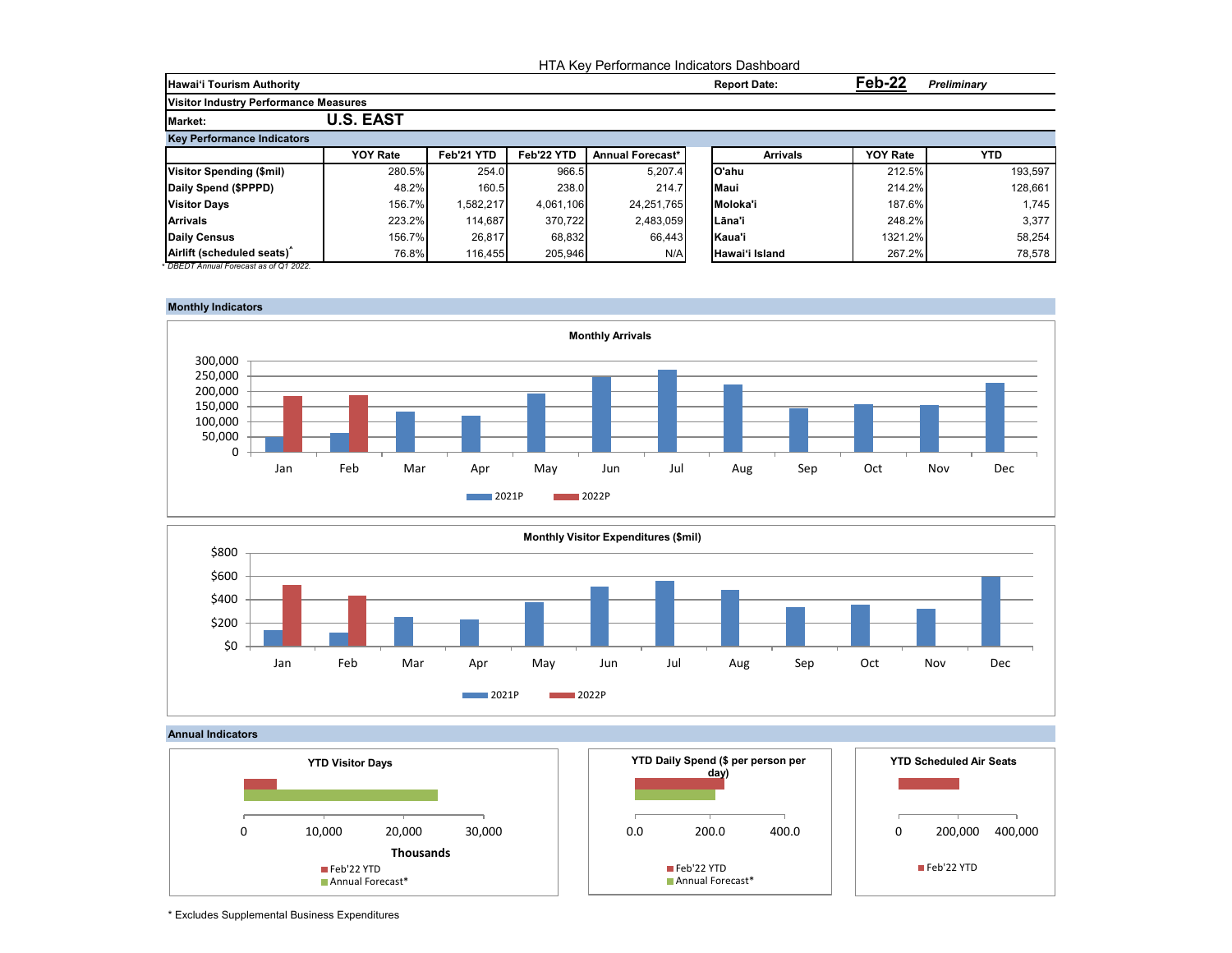# HTA Key Performance Indicators Dashboard

**Hawai'i Tourism Authority** | **Report Date:** **Feb-22** *Preliminary*

**Visitor Industry Performance Measures**

**Market:** **U.S. EAST**

**Key Performance Indicators**

| | YOY Rate | Feb'21 YTD | Feb'22 YTD | Annual Forecast* |
|---|---|---|---|---|
| **Visitor Spending ($mil)** | 280.5% | 254.0 | 966.5 | 5,207.4 |
| **Daily Spend ($PPPD)** | 48.2% | 160.5 | 238.0 | 214.7 |
| **Visitor Days** | 156.7% | 1,582,217 | 4,061,106 | 24,251,765 |
| **Arrivals** | 223.2% | 114,687 | 370,722 | 2,483,059 |
| **Daily Census** | 156.7% | 26,817 | 68,832 | 66,443 |
| **Airlift (scheduled seats)^** | 76.8% | 116,455 | 205,946 | N/A |

*\* DBEDT Annual Forecast as of Q1 2022.*

| Arrivals | YOY Rate | YTD |
|---|---|---|
| **O'ahu** | 212.5% | 193,597 |
| **Maui** | 214.2% | 128,661 |
| **Moloka'i** | 187.6% | 1,745 |
| **Lāna'i** | 248.2% | 3,377 |
| **Kaua'i** | 1321.2% | 58,254 |
| **Hawai'i Island** | 267.2% | 78,578 |

**Monthly Indicators**

**Monthly Arrivals**

**Monthly Visitor Expenditures ($mil)**

**Annual Indicators**

**YTD Visitor Days**

**YTD Daily Spend ($ per person per day)**

**YTD Scheduled Air Seats**

\* Excludes Supplemental Business Expenditures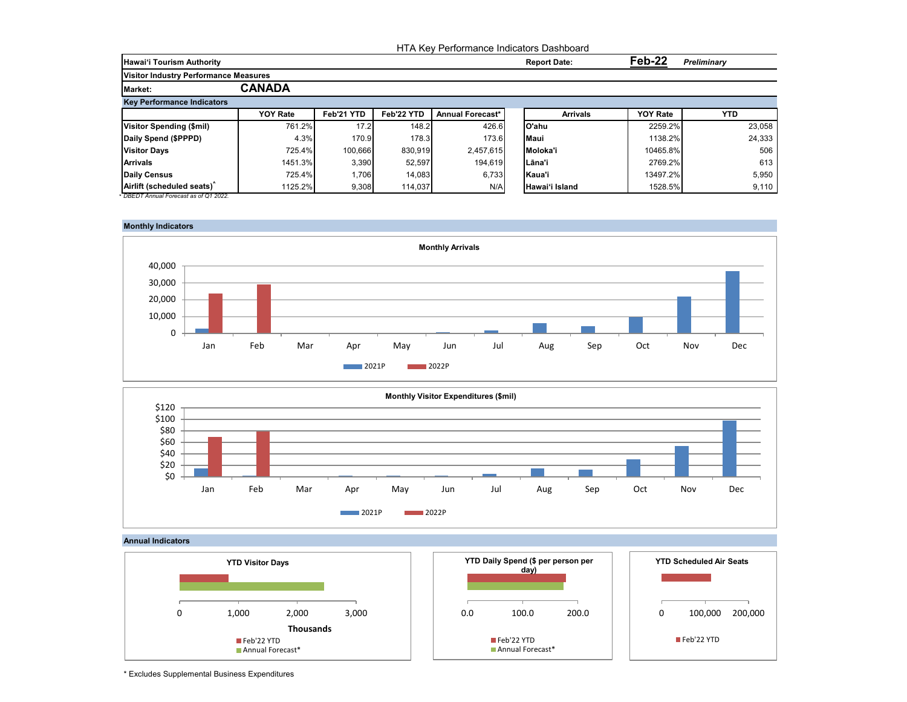# HTA Key Performance Indicators Dashboard

**Hawai'i Tourism Authority** — Report Date: **Feb-22** *Preliminary*

**Visitor Industry Performance Measures**

**Market: CANADA**

**Key Performance Indicators**

| | YOY Rate | Feb'21 YTD | Feb'22 YTD | Annual Forecast* |
|---|---|---|---|---|
| **Visitor Spending ($mil)** | 761.2% | 17.2 | 148.2 | 426.6 |
| **Daily Spend ($PPPD)** | 4.3% | 170.9 | 178.3 | 173.6 |
| **Visitor Days** | 725.4% | 100,666 | 830,919 | 2,457,615 |
| **Arrivals** | 1451.3% | 3,390 | 52,597 | 194,619 |
| **Daily Census** | 725.4% | 1,706 | 14,083 | 6,733 |
| **Airlift (scheduled seats)^** | 1125.2% | 9,308 | 114,037 | N/A |

*^ DBEDT Annual Forecast as of Q1 2022.*

| Arrivals | YOY Rate | YTD |
|---|---|---|
| **O'ahu** | 2259.2% | 23,058 |
| **Maui** | 1138.2% | 24,333 |
| **Moloka'i** | 10465.8% | 506 |
| **Lāna'i** | 2769.2% | 613 |
| **Kaua'i** | 13497.2% | 5,950 |
| **Hawai'i Island** | 1528.5% | 9,110 |

**Monthly Indicators**

**Monthly Arrivals**

(Chart: 2021P vs 2022P, Jan–Dec; y-axis 0 to 40,000)

**Monthly Visitor Expenditures ($mil)**

(Chart: 2021P vs 2022P, Jan–Dec; y-axis $0 to $120)

**Annual Indicators**

**YTD Visitor Days** (Thousands) — Feb'22 YTD; Annual Forecast*

**YTD Daily Spend ($ per person per day)** — Feb'22 YTD; Annual Forecast*

**YTD Scheduled Air Seats** — Feb'22 YTD

\* Excludes Supplemental Business Expenditures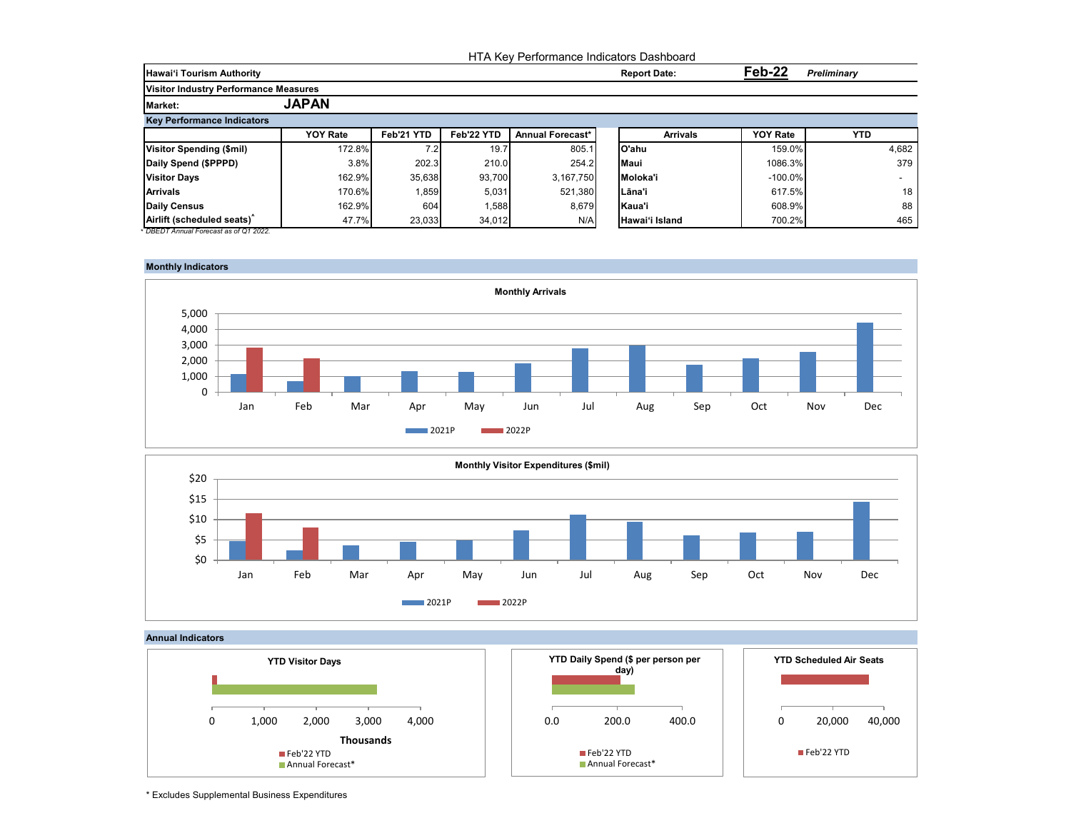# HTA Key Performance Indicators Dashboard

**Hawai'i Tourism Authority** **Report Date:** **Feb-22** ***Preliminary***

**Visitor Industry Performance Measures**

**Market:** **JAPAN**

## Key Performance Indicators

| | YOY Rate | Feb'21 YTD | Feb'22 YTD | Annual Forecast* |
|---|---|---|---|---|
| **Visitor Spending ($mil)** | 172.8% | 7.2 | 19.7 | 805.1 |
| **Daily Spend ($PPPD)** | 3.8% | 202.3 | 210.0 | 254.2 |
| **Visitor Days** | 162.9% | 35,638 | 93,700 | 3,167,750 |
| **Arrivals** | 170.6% | 1,859 | 5,031 | 521,380 |
| **Daily Census** | 162.9% | 604 | 1,588 | 8,679 |
| **Airlift (scheduled seats)^** | 47.7% | 23,033 | 34,012 | N/A |

*\* DBEDT Annual Forecast as of Q1 2022.*

| Arrivals | YOY Rate | YTD |
|---|---|---|
| **O'ahu** | 159.0% | 4,682 |
| **Maui** | 1086.3% | 379 |
| **Moloka'i** | -100.0% | - |
| **Lāna'i** | 617.5% | 18 |
| **Kaua'i** | 608.9% | 88 |
| **Hawai'i Island** | 700.2% | 465 |

## Monthly Indicators

**Monthly Arrivals**

Legend: 2021P, 2022P

**Monthly Visitor Expenditures ($mil)**

Legend: 2021P, 2022P

## Annual Indicators

**YTD Visitor Days** (Thousands) — Feb'22 YTD, Annual Forecast*

**YTD Daily Spend ($ per person per day)** — Feb'22 YTD, Annual Forecast*

**YTD Scheduled Air Seats** — Feb'22 YTD

\* Excludes Supplemental Business Expenditures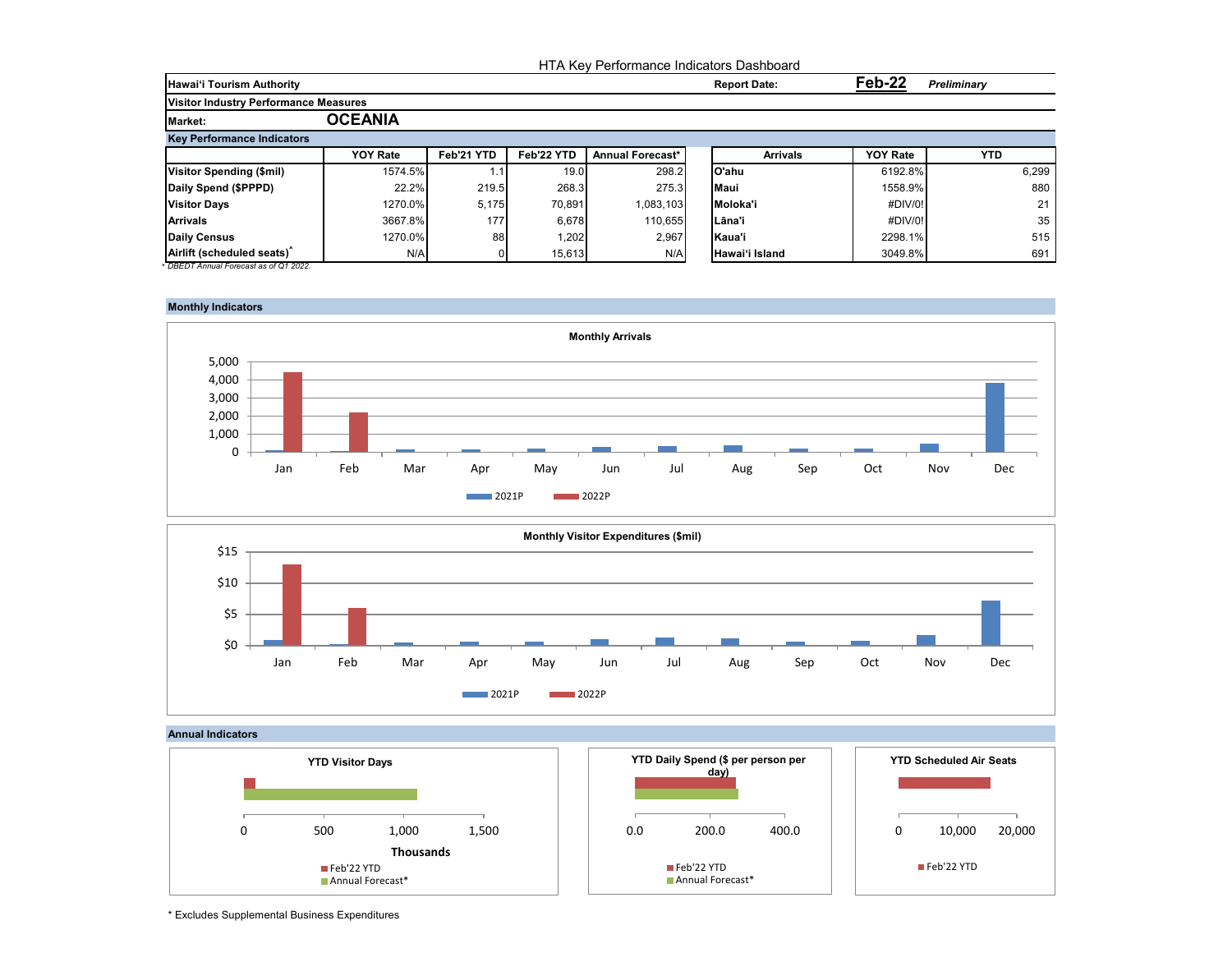HTA Key Performance Indicators Dashboard

**Hawai'i Tourism Authority** | **Report Date:** **Feb-22** *Preliminary*

**Visitor Industry Performance Measures**

**Market:** **OCEANIA**

**Key Performance Indicators**

| | YOY Rate | Feb'21 YTD | Feb'22 YTD | Annual Forecast* |
|---|---|---|---|---|
| **Visitor Spending ($mil)** | 1574.5% | 1.1 | 19.0 | 298.2 |
| **Daily Spend ($PPPD)** | 22.2% | 219.5 | 268.3 | 275.3 |
| **Visitor Days** | 1270.0% | 5,175 | 70,891 | 1,083,103 |
| **Arrivals** | 3667.8% | 177 | 6,678 | 110,655 |
| **Daily Census** | 1270.0% | 88 | 1,202 | 2,967 |
| **Airlift (scheduled seats)*** | N/A | 0 | 15,613 | N/A |

*\* DBEDT Annual Forecast as of Q1 2022.*

| Arrivals | YOY Rate | YTD |
|---|---|---|
| **O'ahu** | 6192.8% | 6,299 |
| **Maui** | 1558.9% | 880 |
| **Moloka'i** | #DIV/0! | 21 |
| **Lāna'i** | #DIV/0! | 35 |
| **Kaua'i** | 2298.1% | 515 |
| **Hawai'i Island** | 3049.8% | 691 |

**Monthly Indicators**

**Monthly Arrivals**

**Monthly Visitor Expenditures ($mil)**

**Annual Indicators**

**YTD Visitor Days**

**YTD Daily Spend ($ per person per day)**

**YTD Scheduled Air Seats**

\* Excludes Supplemental Business Expenditures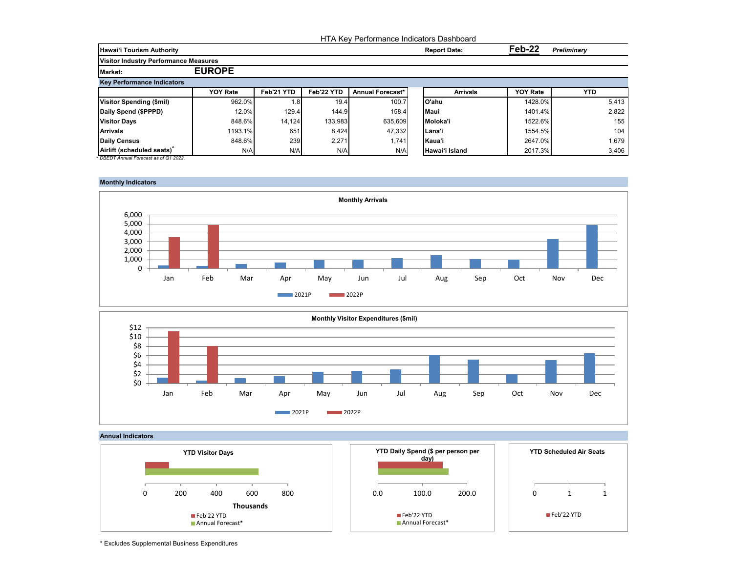HTA Key Performance Indicators Dashboard

**Hawai'i Tourism Authority** — **Report Date:** **Feb-22** ***Preliminary***

**Visitor Industry Performance Measures**

**Market:** **EUROPE**

**Key Performance Indicators**

| | YOY Rate | Feb'21 YTD | Feb'22 YTD | Annual Forecast* |
|---|---|---|---|---|
| **Visitor Spending ($mil)** | 962.0% | 1.8 | 19.4 | 100.7 |
| **Daily Spend ($PPPD)** | 12.0% | 129.4 | 144.9 | 158.4 |
| **Visitor Days** | 848.6% | 14,124 | 133,983 | 635,609 |
| **Arrivals** | 1193.1% | 651 | 8,424 | 47,332 |
| **Daily Census** | 848.6% | 239 | 2,271 | 1,741 |
| **Airlift (scheduled seats)^** | N/A | N/A | N/A | N/A |

*\* DBEDT Annual Forecast as of Q1 2022.*

| Arrivals | YOY Rate | YTD |
|---|---|---|
| **O'ahu** | 1428.0% | 5,413 |
| **Maui** | 1401.4% | 2,822 |
| **Moloka'i** | 1522.6% | 155 |
| **Lāna'i** | 1554.5% | 104 |
| **Kaua'i** | 2647.0% | 1,679 |
| **Hawai'i Island** | 2017.3% | 3,406 |

**Monthly Indicators**

**Monthly Arrivals**

(Chart: 2021P and 2022P by month, Jan–Dec; y-axis 0–6,000)

**Monthly Visitor Expenditures ($mil)**

(Chart: 2021P and 2022P by month, Jan–Dec; y-axis $0–$12)

**Annual Indicators**

**YTD Visitor Days** (Thousands) — Feb'22 YTD; Annual Forecast*

**YTD Daily Spend ($ per person per day)** — Feb'22 YTD; Annual Forecast*

**YTD Scheduled Air Seats** — Feb'22 YTD

\* Excludes Supplemental Business Expenditures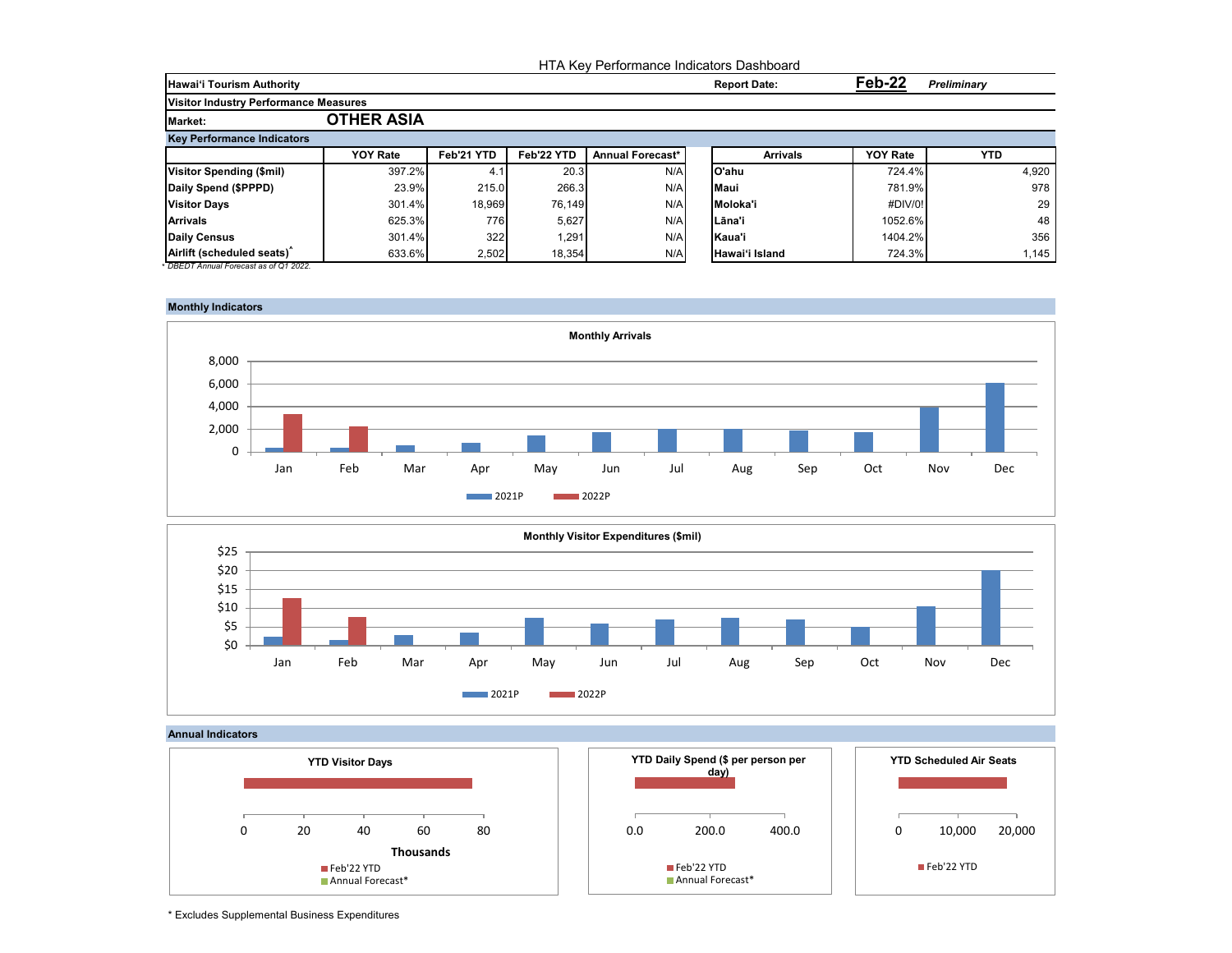HTA Key Performance Indicators Dashboard

**Hawai'i Tourism Authority** | **Report Date:** **Feb-22** *Preliminary*

**Visitor Industry Performance Measures**

**Market:** **OTHER ASIA**

**Key Performance Indicators**

| | YOY Rate | Feb'21 YTD | Feb'22 YTD | Annual Forecast* |
|---|---|---|---|---|
| **Visitor Spending ($mil)** | 397.2% | 4.1 | 20.3 | N/A |
| **Daily Spend ($PPPD)** | 23.9% | 215.0 | 266.3 | N/A |
| **Visitor Days** | 301.4% | 18,969 | 76,149 | N/A |
| **Arrivals** | 625.3% | 776 | 5,627 | N/A |
| **Daily Census** | 301.4% | 322 | 1,291 | N/A |
| **Airlift (scheduled seats)*** | 633.6% | 2,502 | 18,354 | N/A |

*\* DBEDT Annual Forecast as of Q1 2022.*

| Arrivals | YOY Rate | YTD |
|---|---|---|
| **O'ahu** | 724.4% | 4,920 |
| **Maui** | 781.9% | 978 |
| **Moloka'i** | #DIV/0! | 29 |
| **Lāna'i** | 1052.6% | 48 |
| **Kaua'i** | 1404.2% | 356 |
| **Hawai'i Island** | 724.3% | 1,145 |

**Monthly Indicators**

**Monthly Arrivals**

**Monthly Visitor Expenditures ($mil)**

**Annual Indicators**

**YTD Visitor Days**

**YTD Daily Spend ($ per person per day)**

**YTD Scheduled Air Seats**

\* Excludes Supplemental Business Expenditures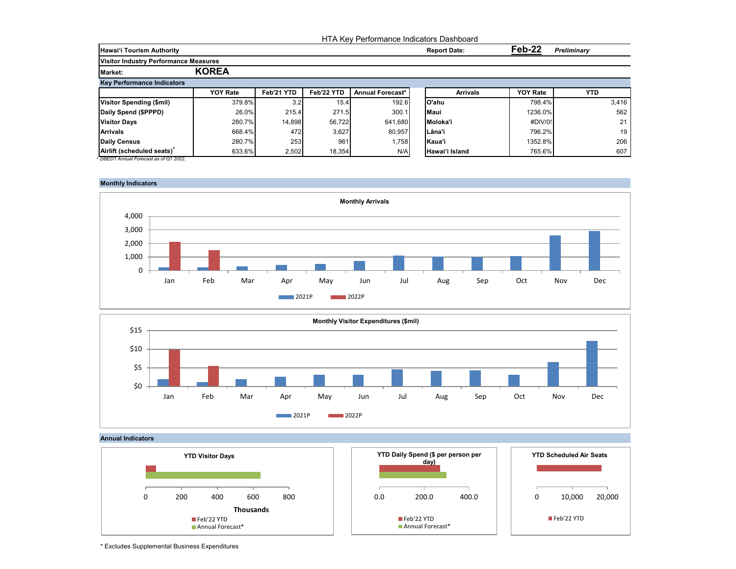# HTA Key Performance Indicators Dashboard

**Hawai'i Tourism Authority** | **Report Date:** **Feb-22** *Preliminary*

**Visitor Industry Performance Measures**

**Market:** **KOREA**

## Key Performance Indicators

| | YOY Rate | Feb'21 YTD | Feb'22 YTD | Annual Forecast* |
|---|---|---|---|---|
| **Visitor Spending ($mil)** | 379.8% | 3.2 | 15.4 | 192.6 |
| **Daily Spend ($PPPD)** | 26.0% | 215.4 | 271.5 | 300.1 |
| **Visitor Days** | 280.7% | 14,898 | 56,722 | 641,680 |
| **Arrivals** | 668.4% | 472 | 3,627 | 80,957 |
| **Daily Census** | 280.7% | 253 | 961 | 1,758 |
| **Airlift (scheduled seats)*** | 633.6% | 2,502 | 18,354 | N/A |

*\* DBEDT Annual Forecast as of Q1 2022.*

| Arrivals | YOY Rate | YTD |
|---|---|---|
| **O'ahu** | 798.4% | 3,416 |
| **Maui** | 1236.0% | 562 |
| **Moloka'i** | #DIV/0! | 21 |
| **Lāna'i** | 796.2% | 19 |
| **Kaua'i** | 1352.8% | 206 |
| **Hawai'i Island** | 765.6% | 607 |

## Monthly Indicators

**Monthly Arrivals**

**Monthly Visitor Expenditures ($mil)**

## Annual Indicators

**YTD Visitor Days**

**YTD Daily Spend ($ per person per day)**

**YTD Scheduled Air Seats**

\* Excludes Supplemental Business Expenditures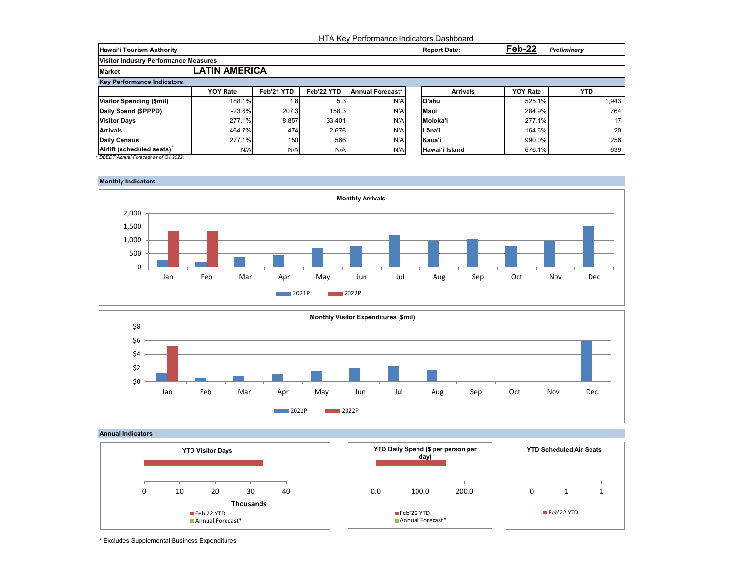HTA Key Performance Indicators Dashboard

| | | | |
|---|---|---|---|
| **Hawai'i Tourism Authority** | **Report Date:** | **Feb-22** | ***Preliminary*** |
| **Visitor Industry Performance Measures** | | | |
| **Market:** | **LATIN AMERICA** | | |

**Key Performance Indicators**

| | YOY Rate | Feb'21 YTD | Feb'22 YTD | Annual Forecast* |
|---|---|---|---|---|
| **Visitor Spending ($mil)** | 188.1% | 1.8 | 5.3 | N/A |
| **Daily Spend ($PPPD)** | -23.6% | 207.3 | 158.3 | N/A |
| **Visitor Days** | 277.1% | 8,857 | 33,401 | N/A |
| **Arrivals** | 464.7% | 474 | 2,676 | N/A |
| **Daily Census** | 277.1% | 150 | 566 | N/A |
| **Airlift (scheduled seats)*** | N/A | N/A | N/A | N/A |

*\* DBEDT Annual Forecast as of Q1 2022.*

| Arrivals | YOY Rate | YTD |
|---|---|---|
| **O'ahu** | 525.1% | 1,943 |
| **Maui** | 284.9% | 764 |
| **Moloka'i** | 277.1% | 17 |
| **Lāna'i** | 164.6% | 20 |
| **Kaua'i** | 990.0% | 256 |
| **Hawai'i Island** | 676.1% | 639 |

**Monthly Indicators**

**Monthly Arrivals**

2,000
1,500
1,000
500
0

Jan Feb Mar Apr May Jun Jul Aug Sep Oct Nov Dec

2021P 2022P

**Monthly Visitor Expenditures ($mil)**

$8
$6
$4
$2
$0

Jan Feb Mar Apr May Jun Jul Aug Sep Oct Nov Dec

2021P 2022P

**Annual Indicators**

**YTD Visitor Days**

0 10 20 30 40

Thousands

Feb'22 YTD
Annual Forecast*

**YTD Daily Spend ($ per person per day)**

0.0 100.0 200.0

Feb'22 YTD
Annual Forecast*

**YTD Scheduled Air Seats**

0 1 1

Feb'22 YTD

\* Excludes Supplemental Business Expenditures